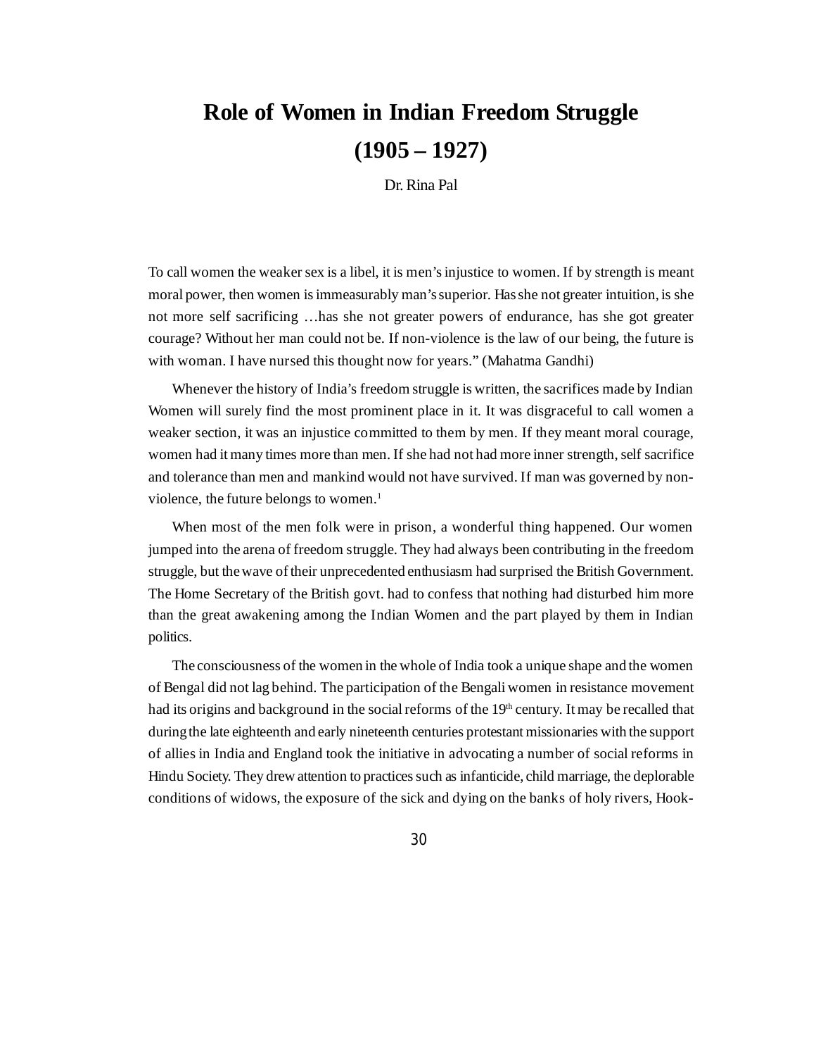# Role of Women in Indian Freedom Struggle (1905 – 1927)

Dr. Rina Pal

To call women the weaker sex is a libel, it is men's injustice to women. If by strength is meant moral power, then women is immeasurably man's superior. Has she not greater intuition, is she not more self sacrificing …has she not greater powers of endurance, has she got greater courage? Without her man could not be. If non-violence is the law of our being, the future is with woman. I have nursed this thought now for years." (Mahatma Gandhi)

Whenever the history of India's freedom struggle is written, the sacrifices made by Indian Women will surely find the most prominent place in it. It was disgraceful to call women a weaker section, it was an injustice committed to them by men. If they meant moral courage, women had it many times more than men. If she had not had more inner strength, self sacrifice and tolerance than men and mankind would not have survived. If man was governed by non-violence, the future belongs to women.[1]

When most of the men folk were in prison, a wonderful thing happened. Our women jumped into the arena of freedom struggle. They had always been contributing in the freedom struggle, but the wave of their unprecedented enthusiasm had surprised the British Government. The Home Secretary of the British govt. had to confess that nothing had disturbed him more than the great awakening among the Indian Women and the part played by them in Indian politics.

The consciousness of the women in the whole of India took a unique shape and the women of Bengal did not lag behind. The participation of the Bengali women in resistance movement had its origins and background in the social reforms of the 19th century. It may be recalled that during the late eighteenth and early nineteenth centuries protestant missionaries with the support of allies in India and England took the initiative in advocating a number of social reforms in Hindu Society. They drew attention to practices such as infanticide, child marriage, the deplorable conditions of widows, the exposure of the sick and dying on the banks of holy rivers, Hook-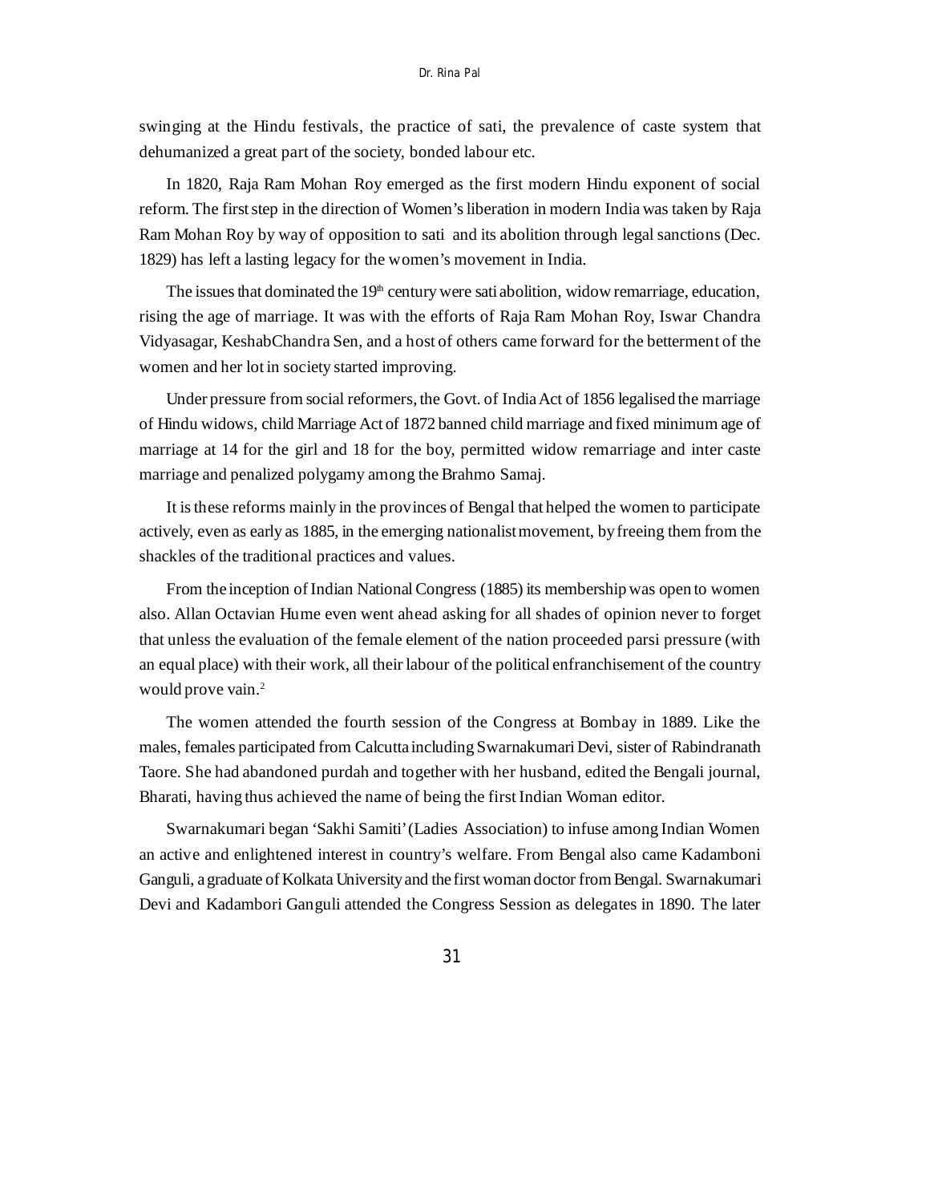swinging at the Hindu festivals, the practice of sati, the prevalence of caste system that dehumanized a great part of the society, bonded labour etc.

In 1820, Raja Ram Mohan Roy emerged as the first modern Hindu exponent of social reform. The first step in the direction of Women's liberation in modern India was taken by Raja Ram Mohan Roy by way of opposition to sati and its abolition through legal sanctions (Dec. 1829) has left a lasting legacy for the women's movement in India.

The issues that dominated the 19th century were sati abolition, widow remarriage, education, rising the age of marriage. It was with the efforts of Raja Ram Mohan Roy, Iswar Chandra Vidyasagar, KeshabChandra Sen, and a host of others came forward for the betterment of the women and her lot in society started improving.

Under pressure from social reformers, the Govt. of India Act of 1856 legalised the marriage of Hindu widows, child Marriage Act of 1872 banned child marriage and fixed minimum age of marriage at 14 for the girl and 18 for the boy, permitted widow remarriage and inter caste marriage and penalized polygamy among the Brahmo Samaj.

It is these reforms mainly in the provinces of Bengal that helped the women to participate actively, even as early as 1885, in the emerging nationalist movement, by freeing them from the shackles of the traditional practices and values.

From the inception of Indian National Congress (1885) its membership was open to women also. Allan Octavian Hume even went ahead asking for all shades of opinion never to forget that unless the evaluation of the female element of the nation proceeded parsi pressure (with an equal place) with their work, all their labour of the political enfranchisement of the country would prove vain.[2]

The women attended the fourth session of the Congress at Bombay in 1889. Like the males, females participated from Calcutta including Swarnakumari Devi, sister of Rabindranath Taore. She had abandoned purdah and together with her husband, edited the Bengali journal, Bharati, having thus achieved the name of being the first Indian Woman editor.

Swarnakumari began 'Sakhi Samiti' (Ladies Association) to infuse among Indian Women an active and enlightened interest in country's welfare. From Bengal also came Kadamboni Ganguli, a graduate of Kolkata University and the first woman doctor from Bengal. Swarnakumari Devi and Kadambori Ganguli attended the Congress Session as delegates in 1890. The later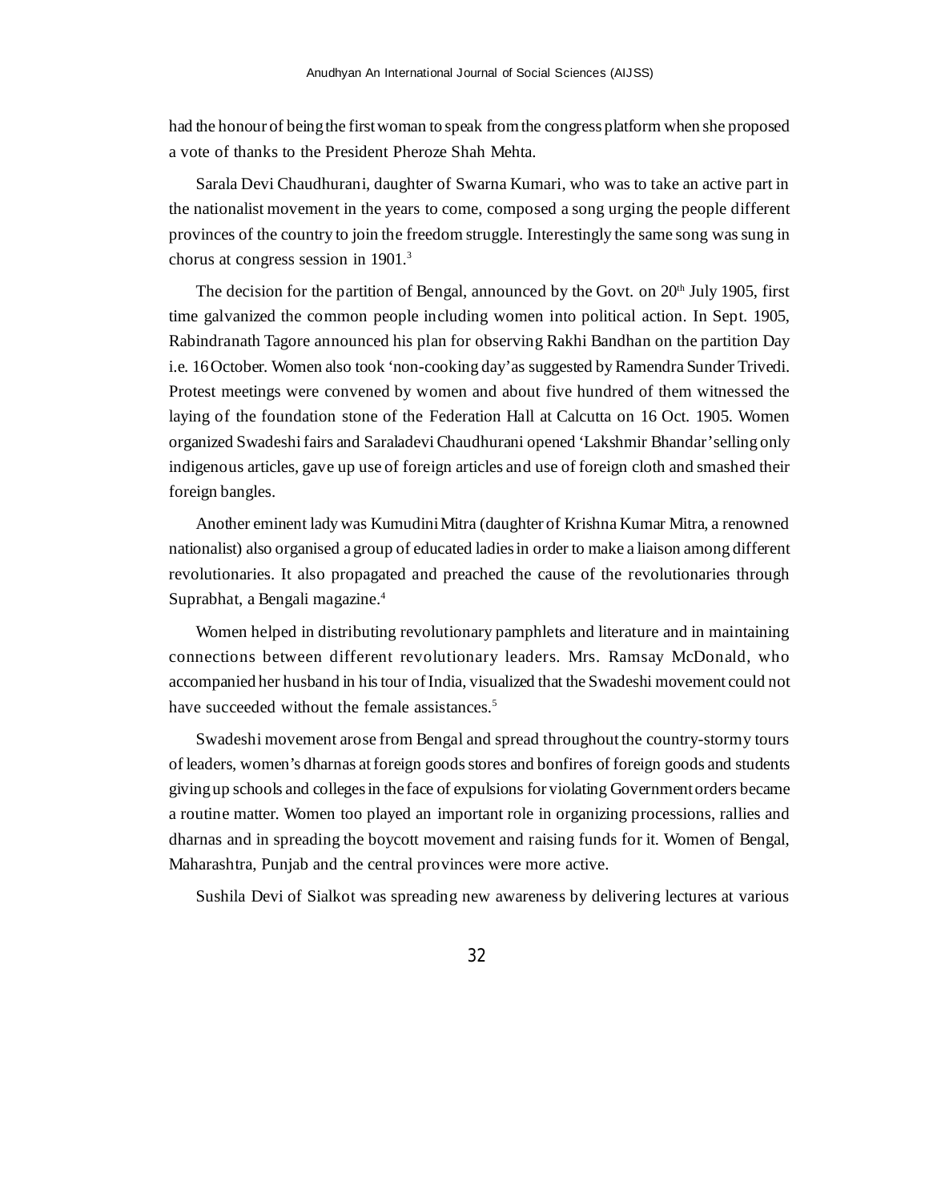had the honour of being the first woman to speak from the congress platform when she proposed a vote of thanks to the President Pheroze Shah Mehta.

Sarala Devi Chaudhurani, daughter of Swarna Kumari, who was to take an active part in the nationalist movement in the years to come, composed a song urging the people different provinces of the country to join the freedom struggle. Interestingly the same song was sung in chorus at congress session in 1901.[3]

The decision for the partition of Bengal, announced by the Govt. on 20th July 1905, first time galvanized the common people including women into political action. In Sept. 1905, Rabindranath Tagore announced his plan for observing Rakhi Bandhan on the partition Day i.e. 16 October. Women also took 'non-cooking day' as suggested by Ramendra Sunder Trivedi. Protest meetings were convened by women and about five hundred of them witnessed the laying of the foundation stone of the Federation Hall at Calcutta on 16 Oct. 1905. Women organized Swadeshi fairs and Saraladevi Chaudhurani opened 'Lakshmir Bhandar' selling only indigenous articles, gave up use of foreign articles and use of foreign cloth and smashed their foreign bangles.

Another eminent lady was Kumudini Mitra (daughter of Krishna Kumar Mitra, a renowned nationalist) also organised a group of educated ladies in order to make a liaison among different revolutionaries. It also propagated and preached the cause of the revolutionaries through Suprabhat, a Bengali magazine.[4]

Women helped in distributing revolutionary pamphlets and literature and in maintaining connections between different revolutionary leaders. Mrs. Ramsay McDonald, who accompanied her husband in his tour of India, visualized that the Swadeshi movement could not have succeeded without the female assistances.[5]

Swadeshi movement arose from Bengal and spread throughout the country-stormy tours of leaders, women's dharnas at foreign goods stores and bonfires of foreign goods and students giving up schools and colleges in the face of expulsions for violating Government orders became a routine matter. Women too played an important role in organizing processions, rallies and dharnas and in spreading the boycott movement and raising funds for it. Women of Bengal, Maharashtra, Punjab and the central provinces were more active.

Sushila Devi of Sialkot was spreading new awareness by delivering lectures at various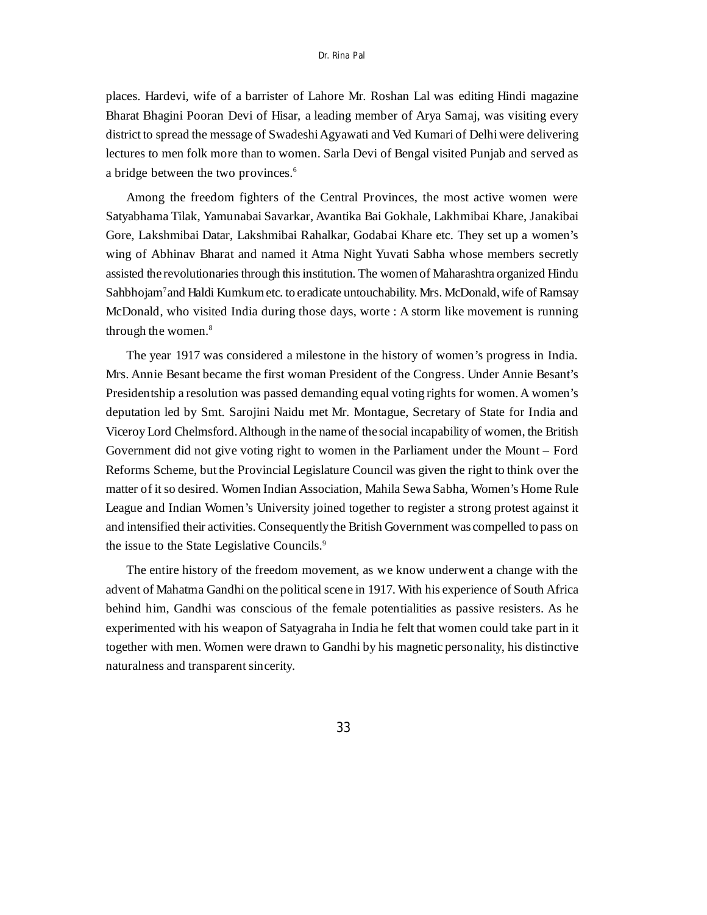places. Hardevi, wife of a barrister of Lahore Mr. Roshan Lal was editing Hindi magazine Bharat Bhagini Pooran Devi of Hisar, a leading member of Arya Samaj, was visiting every district to spread the message of Swadeshi Agyawati and Ved Kumari of Delhi were delivering lectures to men folk more than to women. Sarla Devi of Bengal visited Punjab and served as a bridge between the two provinces.[6]

Among the freedom fighters of the Central Provinces, the most active women were Satyabhama Tilak, Yamunabai Savarkar, Avantika Bai Gokhale, Lakhmibai Khare, Janakibai Gore, Lakshmibai Datar, Lakshmibai Rahalkar, Godabai Khare etc. They set up a women's wing of Abhinav Bharat and named it Atma Night Yuvati Sabha whose members secretly assisted the revolutionaries through this institution. The women of Maharashtra organized Hindu Sahbhojam[7] and Haldi Kumkum etc. to eradicate untouchability. Mrs. McDonald, wife of Ramsay McDonald, who visited India during those days, worte : A storm like movement is running through the women.[8]

The year 1917 was considered a milestone in the history of women's progress in India. Mrs. Annie Besant became the first woman President of the Congress. Under Annie Besant's Presidentship a resolution was passed demanding equal voting rights for women. A women's deputation led by Smt. Sarojini Naidu met Mr. Montague, Secretary of State for India and Viceroy Lord Chelmsford. Although in the name of the social incapability of women, the British Government did not give voting right to women in the Parliament under the Mount – Ford Reforms Scheme, but the Provincial Legislature Council was given the right to think over the matter of it so desired. Women Indian Association, Mahila Sewa Sabha, Women's Home Rule League and Indian Women's University joined together to register a strong protest against it and intensified their activities. Consequently the British Government was compelled to pass on the issue to the State Legislative Councils.[9]

The entire history of the freedom movement, as we know underwent a change with the advent of Mahatma Gandhi on the political scene in 1917. With his experience of South Africa behind him, Gandhi was conscious of the female potentialities as passive resisters. As he experimented with his weapon of Satyagraha in India he felt that women could take part in it together with men. Women were drawn to Gandhi by his magnetic personality, his distinctive naturalness and transparent sincerity.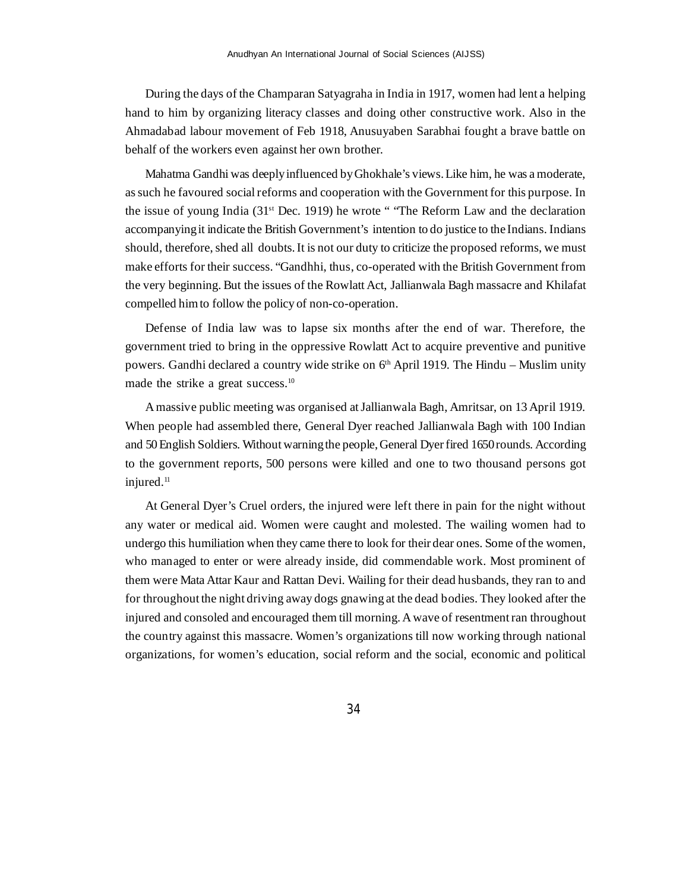During the days of the Champaran Satyagraha in India in 1917, women had lent a helping hand to him by organizing literacy classes and doing other constructive work. Also in the Ahmadabad labour movement of Feb 1918, Anusuyaben Sarabhai fought a brave battle on behalf of the workers even against her own brother.

Mahatma Gandhi was deeply influenced by Ghokhale's views. Like him, he was a moderate, as such he favoured social reforms and cooperation with the Government for this purpose. In the issue of young India (31st Dec. 1919) he wrote " "The Reform Law and the declaration accompanying it indicate the British Government's intention to do justice to the Indians. Indians should, therefore, shed all doubts. It is not our duty to criticize the proposed reforms, we must make efforts for their success. "Gandhhi, thus, co-operated with the British Government from the very beginning. But the issues of the Rowlatt Act, Jallianwala Bagh massacre and Khilafat compelled him to follow the policy of non-co-operation.

Defense of India law was to lapse six months after the end of war. Therefore, the government tried to bring in the oppressive Rowlatt Act to acquire preventive and punitive powers. Gandhi declared a country wide strike on 6th April 1919. The Hindu – Muslim unity made the strike a great success.[10]

A massive public meeting was organised at Jallianwala Bagh, Amritsar, on 13 April 1919. When people had assembled there, General Dyer reached Jallianwala Bagh with 100 Indian and 50 English Soldiers. Without warning the people, General Dyer fired 1650 rounds. According to the government reports, 500 persons were killed and one to two thousand persons got injured.[11]

At General Dyer's Cruel orders, the injured were left there in pain for the night without any water or medical aid. Women were caught and molested. The wailing women had to undergo this humiliation when they came there to look for their dear ones. Some of the women, who managed to enter or were already inside, did commendable work. Most prominent of them were Mata Attar Kaur and Rattan Devi. Wailing for their dead husbands, they ran to and for throughout the night driving away dogs gnawing at the dead bodies. They looked after the injured and consoled and encouraged them till morning. A wave of resentment ran throughout the country against this massacre. Women's organizations till now working through national organizations, for women's education, social reform and the social, economic and political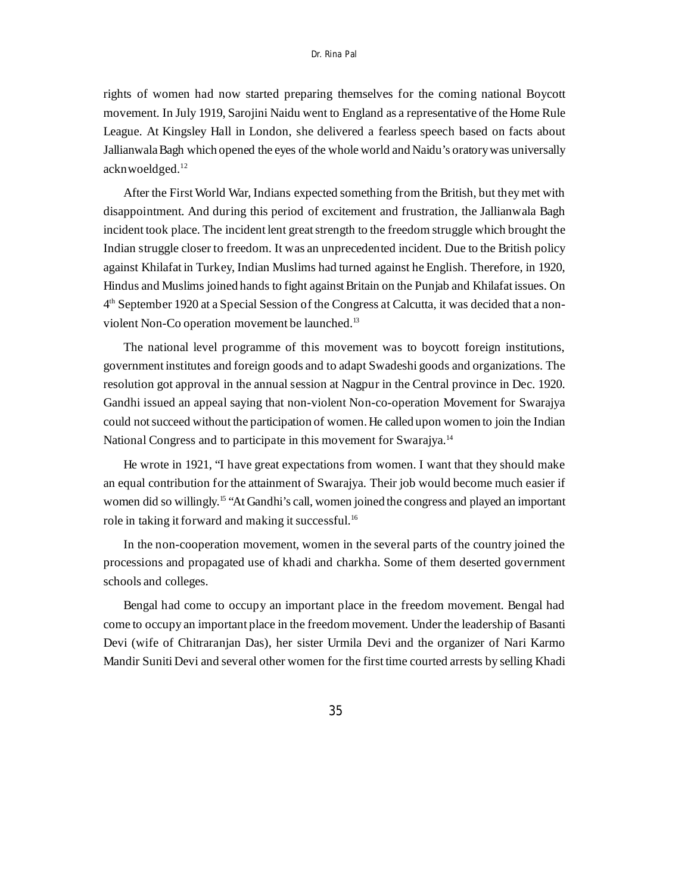rights of women had now started preparing themselves for the coming national Boycott movement. In July 1919, Sarojini Naidu went to England as a representative of the Home Rule League. At Kingsley Hall in London, she delivered a fearless speech based on facts about Jallianwala Bagh which opened the eyes of the whole world and Naidu's oratory was universally acknwoeldged.[12]

After the First World War, Indians expected something from the British, but they met with disappointment. And during this period of excitement and frustration, the Jallianwala Bagh incident took place. The incident lent great strength to the freedom struggle which brought the Indian struggle closer to freedom. It was an unprecedented incident. Due to the British policy against Khilafat in Turkey, Indian Muslims had turned against he English. Therefore, in 1920, Hindus and Muslims joined hands to fight against Britain on the Punjab and Khilafat issues. On 4th September 1920 at a Special Session of the Congress at Calcutta, it was decided that a non-violent Non-Co operation movement be launched.[13]

The national level programme of this movement was to boycott foreign institutions, government institutes and foreign goods and to adapt Swadeshi goods and organizations. The resolution got approval in the annual session at Nagpur in the Central province in Dec. 1920. Gandhi issued an appeal saying that non-violent Non-co-operation Movement for Swarajya could not succeed without the participation of women. He called upon women to join the Indian National Congress and to participate in this movement for Swarajya.[14]

He wrote in 1921, "I have great expectations from women. I want that they should make an equal contribution for the attainment of Swarajya. Their job would become much easier if women did so willingly.[15] "At Gandhi's call, women joined the congress and played an important role in taking it forward and making it successful.[16]

In the non-cooperation movement, women in the several parts of the country joined the processions and propagated use of khadi and charkha. Some of them deserted government schools and colleges.

Bengal had come to occupy an important place in the freedom movement. Bengal had come to occupy an important place in the freedom movement. Under the leadership of Basanti Devi (wife of Chitraranjan Das), her sister Urmila Devi and the organizer of Nari Karmo Mandir Suniti Devi and several other women for the first time courted arrests by selling Khadi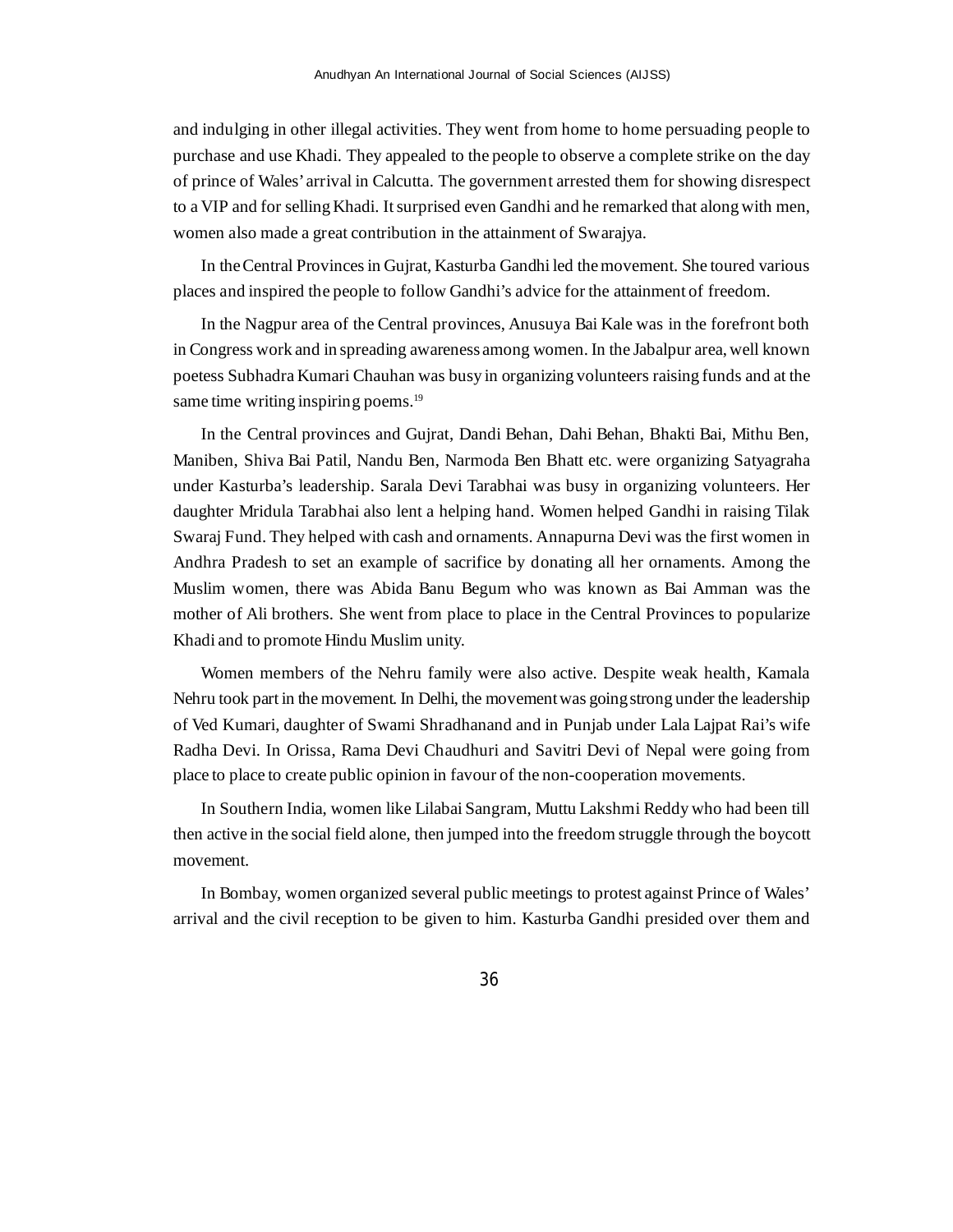and indulging in other illegal activities. They went from home to home persuading people to purchase and use Khadi. They appealed to the people to observe a complete strike on the day of prince of Wales' arrival in Calcutta. The government arrested them for showing disrespect to a VIP and for selling Khadi. It surprised even Gandhi and he remarked that along with men, women also made a great contribution in the attainment of Swarajya.

In the Central Provinces in Gujrat, Kasturba Gandhi led the movement. She toured various places and inspired the people to follow Gandhi's advice for the attainment of freedom.

In the Nagpur area of the Central provinces, Anusuya Bai Kale was in the forefront both in Congress work and in spreading awareness among women. In the Jabalpur area, well known poetess Subhadra Kumari Chauhan was busy in organizing volunteers raising funds and at the same time writing inspiring poems.[19]

In the Central provinces and Gujrat, Dandi Behan, Dahi Behan, Bhakti Bai, Mithu Ben, Maniben, Shiva Bai Patil, Nandu Ben, Narmoda Ben Bhatt etc. were organizing Satyagraha under Kasturba's leadership. Sarala Devi Tarabhai was busy in organizing volunteers. Her daughter Mridula Tarabhai also lent a helping hand. Women helped Gandhi in raising Tilak Swaraj Fund. They helped with cash and ornaments. Annapurna Devi was the first women in Andhra Pradesh to set an example of sacrifice by donating all her ornaments. Among the Muslim women, there was Abida Banu Begum who was known as Bai Amman was the mother of Ali brothers. She went from place to place in the Central Provinces to popularize Khadi and to promote Hindu Muslim unity.

Women members of the Nehru family were also active. Despite weak health, Kamala Nehru took part in the movement. In Delhi, the movement was going strong under the leadership of Ved Kumari, daughter of Swami Shradhanand and in Punjab under Lala Lajpat Rai's wife Radha Devi. In Orissa, Rama Devi Chaudhuri and Savitri Devi of Nepal were going from place to place to create public opinion in favour of the non-cooperation movements.

In Southern India, women like Lilabai Sangram, Muttu Lakshmi Reddy who had been till then active in the social field alone, then jumped into the freedom struggle through the boycott movement.

In Bombay, women organized several public meetings to protest against Prince of Wales' arrival and the civil reception to be given to him. Kasturba Gandhi presided over them and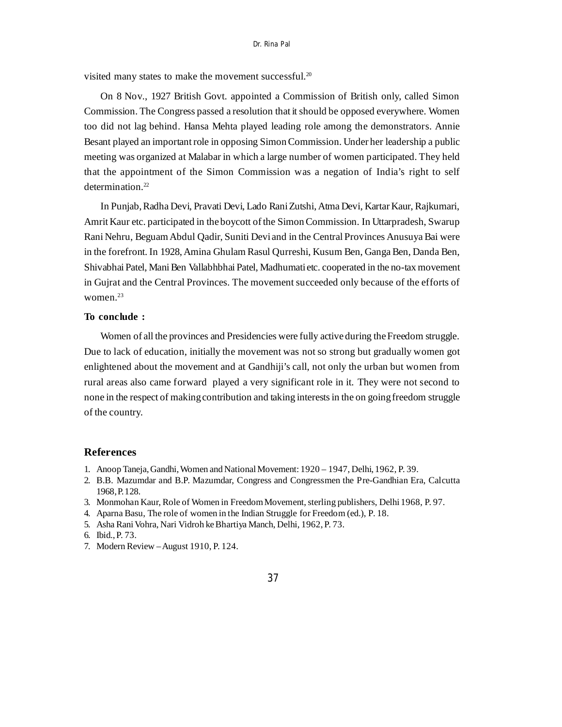visited many states to make the movement successful.[20]

On 8 Nov., 1927 British Govt. appointed a Commission of British only, called Simon Commission. The Congress passed a resolution that it should be opposed everywhere. Women too did not lag behind. Hansa Mehta played leading role among the demonstrators. Annie Besant played an important role in opposing Simon Commission. Under her leadership a public meeting was organized at Malabar in which a large number of women participated. They held that the appointment of the Simon Commission was a negation of India's right to self determination.[22]

In Punjab, Radha Devi, Pravati Devi, Lado Rani Zutshi, Atma Devi, Kartar Kaur, Rajkumari, Amrit Kaur etc. participated in the boycott of the Simon Commission. In Uttarpradesh, Swarup Rani Nehru, Beguam Abdul Qadir, Suniti Devi and in the Central Provinces Anusuya Bai were in the forefront. In 1928, Amina Ghulam Rasul Qurreshi, Kusum Ben, Ganga Ben, Danda Ben, Shivabhai Patel, Mani Ben Vallabhbhai Patel, Madhumati etc. cooperated in the no-tax movement in Gujrat and the Central Provinces. The movement succeeded only because of the efforts of women.[23]

**To conclude :**

Women of all the provinces and Presidencies were fully active during the Freedom struggle. Due to lack of education, initially the movement was not so strong but gradually women got enlightened about the movement and at Gandhiji's call, not only the urban but women from rural areas also came forward played a very significant role in it. They were not second to none in the respect of making contribution and taking interests in the on going freedom struggle of the country.

## References

1. Anoop Taneja, Gandhi, Women and National Movement: 1920 – 1947, Delhi, 1962, P. 39.
2. B.B. Mazumdar and B.P. Mazumdar, Congress and Congressmen the Pre-Gandhian Era, Calcutta 1968, P. 128.
3. Monmohan Kaur, Role of Women in Freedom Movement, sterling publishers, Delhi 1968, P. 97.
4. Aparna Basu, The role of women in the Indian Struggle for Freedom (ed.), P. 18.
5. Asha Rani Vohra, Nari Vidroh ke Bhartiya Manch, Delhi, 1962, P. 73.
6. Ibid., P. 73.
7. Modern Review – August 1910, P. 124.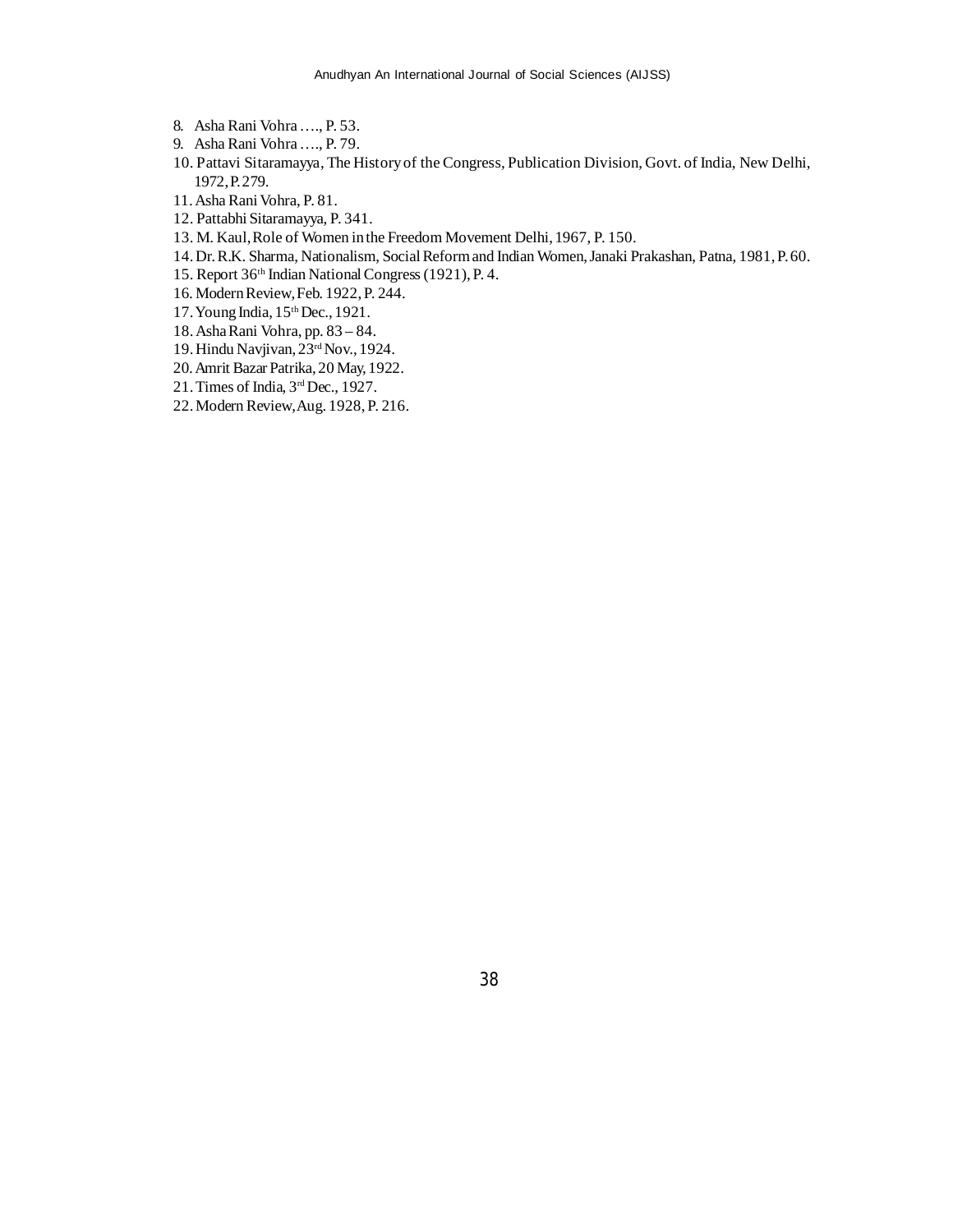8. Asha Rani Vohra …., P. 53.
9. Asha Rani Vohra …., P. 79.
10. Pattavi Sitaramayya, The History of the Congress, Publication Division, Govt. of India, New Delhi, 1972, P. 279.
11. Asha Rani Vohra, P. 81.
12. Pattabhi Sitaramayya, P. 341.
13. M. Kaul, Role of Women in the Freedom Movement Delhi, 1967, P. 150.
14. Dr. R.K. Sharma, Nationalism, Social Reform and Indian Women, Janaki Prakashan, Patna, 1981, P. 60.
15. Report 36th Indian National Congress (1921), P. 4.
16. Modern Review, Feb. 1922, P. 244.
17. Young India, 15th Dec., 1921.
18. Asha Rani Vohra, pp. 83 – 84.
19. Hindu Navjivan, 23rd Nov., 1924.
20. Amrit Bazar Patrika, 20 May, 1922.
21. Times of India, 3rd Dec., 1927.
22. Modern Review, Aug. 1928, P. 216.